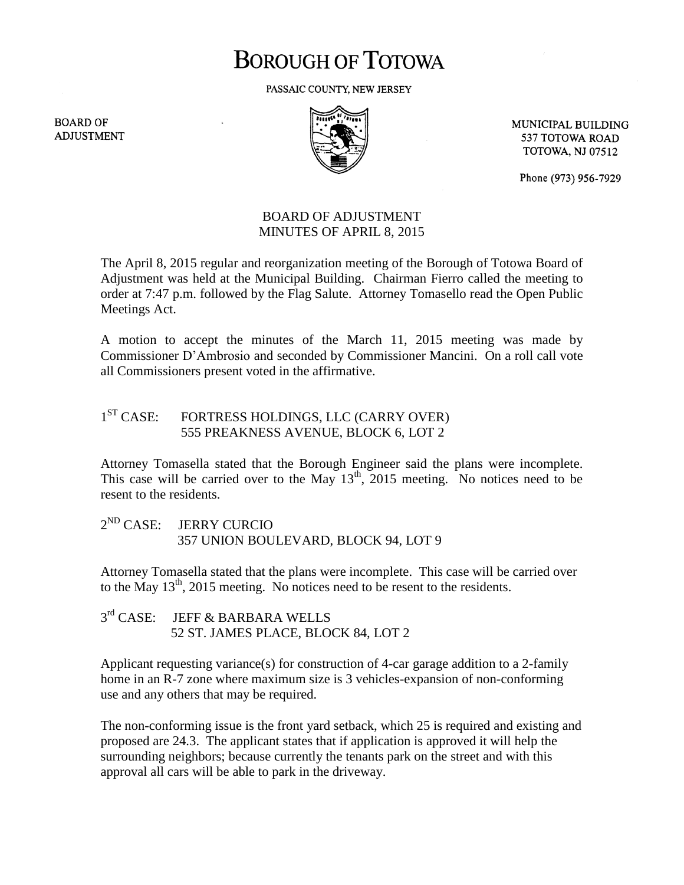# BOROUGH OF TOTOWA

PASSAIC COUNTY, NEW JERSEY

BOARD OF ADJUSTMENT

MUNICIPAL BUILDING
537 TOTOWA ROAD
TOTOWA, NJ 07512

Phone (973) 956-7929

## BOARD OF ADJUSTMENT
## MINUTES OF APRIL 8, 2015

The April 8, 2015 regular and reorganization meeting of the Borough of Totowa Board of Adjustment was held at the Municipal Building. Chairman Fierro called the meeting to order at 7:47 p.m. followed by the Flag Salute. Attorney Tomasello read the Open Public Meetings Act.

A motion to accept the minutes of the March 11, 2015 meeting was made by Commissioner D'Ambrosio and seconded by Commissioner Mancini. On a roll call vote all Commissioners present voted in the affirmative.

1ST CASE: FORTRESS HOLDINGS, LLC (CARRY OVER)
555 PREAKNESS AVENUE, BLOCK 6, LOT 2

Attorney Tomasella stated that the Borough Engineer said the plans were incomplete. This case will be carried over to the May 13th, 2015 meeting. No notices need to be resent to the residents.

2ND CASE: JERRY CURCIO
357 UNION BOULEVARD, BLOCK 94, LOT 9

Attorney Tomasella stated that the plans were incomplete. This case will be carried over to the May 13th, 2015 meeting. No notices need to be resent to the residents.

3rd CASE: JEFF & BARBARA WELLS
52 ST. JAMES PLACE, BLOCK 84, LOT 2

Applicant requesting variance(s) for construction of 4-car garage addition to a 2-family home in an R-7 zone where maximum size is 3 vehicles-expansion of non-conforming use and any others that may be required.

The non-conforming issue is the front yard setback, which 25 is required and existing and proposed are 24.3. The applicant states that if application is approved it will help the surrounding neighbors; because currently the tenants park on the street and with this approval all cars will be able to park in the driveway.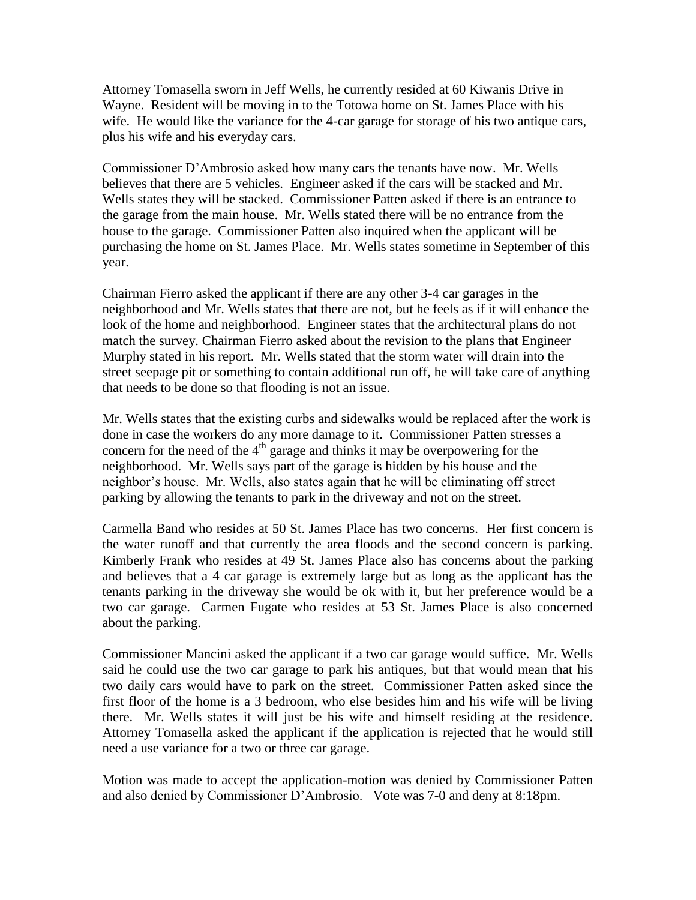Attorney Tomasella sworn in Jeff Wells, he currently resided at 60 Kiwanis Drive in Wayne. Resident will be moving in to the Totowa home on St. James Place with his wife. He would like the variance for the 4-car garage for storage of his two antique cars, plus his wife and his everyday cars.

Commissioner D'Ambrosio asked how many cars the tenants have now. Mr. Wells believes that there are 5 vehicles. Engineer asked if the cars will be stacked and Mr. Wells states they will be stacked. Commissioner Patten asked if there is an entrance to the garage from the main house. Mr. Wells stated there will be no entrance from the house to the garage. Commissioner Patten also inquired when the applicant will be purchasing the home on St. James Place. Mr. Wells states sometime in September of this year.

Chairman Fierro asked the applicant if there are any other 3-4 car garages in the neighborhood and Mr. Wells states that there are not, but he feels as if it will enhance the look of the home and neighborhood. Engineer states that the architectural plans do not match the survey. Chairman Fierro asked about the revision to the plans that Engineer Murphy stated in his report. Mr. Wells stated that the storm water will drain into the street seepage pit or something to contain additional run off, he will take care of anything that needs to be done so that flooding is not an issue.

Mr. Wells states that the existing curbs and sidewalks would be replaced after the work is done in case the workers do any more damage to it. Commissioner Patten stresses a concern for the need of the 4th garage and thinks it may be overpowering for the neighborhood. Mr. Wells says part of the garage is hidden by his house and the neighbor's house. Mr. Wells, also states again that he will be eliminating off street parking by allowing the tenants to park in the driveway and not on the street.

Carmella Band who resides at 50 St. James Place has two concerns. Her first concern is the water runoff and that currently the area floods and the second concern is parking. Kimberly Frank who resides at 49 St. James Place also has concerns about the parking and believes that a 4 car garage is extremely large but as long as the applicant has the tenants parking in the driveway she would be ok with it, but her preference would be a two car garage. Carmen Fugate who resides at 53 St. James Place is also concerned about the parking.

Commissioner Mancini asked the applicant if a two car garage would suffice. Mr. Wells said he could use the two car garage to park his antiques, but that would mean that his two daily cars would have to park on the street. Commissioner Patten asked since the first floor of the home is a 3 bedroom, who else besides him and his wife will be living there. Mr. Wells states it will just be his wife and himself residing at the residence. Attorney Tomasella asked the applicant if the application is rejected that he would still need a use variance for a two or three car garage.

Motion was made to accept the application-motion was denied by Commissioner Patten and also denied by Commissioner D'Ambrosio. Vote was 7-0 and deny at 8:18pm.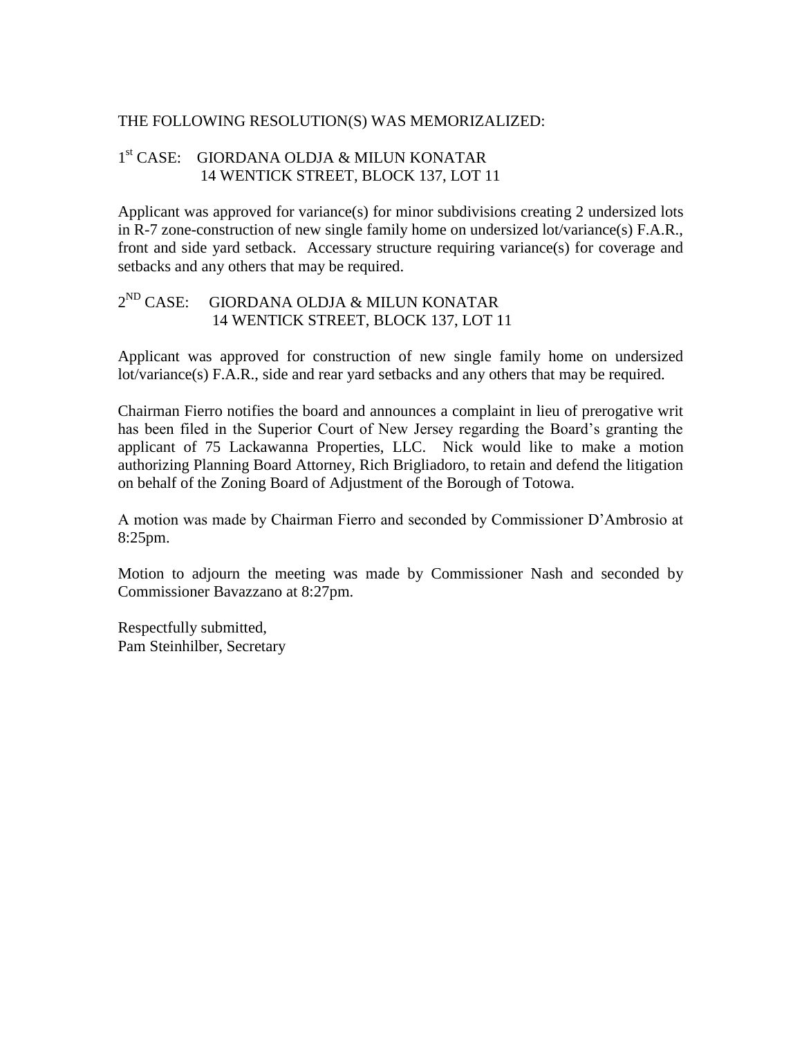THE FOLLOWING RESOLUTION(S) WAS MEMORIZALIZED:

1st CASE: GIORDANA OLDJA & MILUN KONATAR
14 WENTICK STREET, BLOCK 137, LOT 11

Applicant was approved for variance(s) for minor subdivisions creating 2 undersized lots in R-7 zone-construction of new single family home on undersized lot/variance(s) F.A.R., front and side yard setback. Accessary structure requiring variance(s) for coverage and setbacks and any others that may be required.

2ND CASE: GIORDANA OLDJA & MILUN KONATAR
14 WENTICK STREET, BLOCK 137, LOT 11

Applicant was approved for construction of new single family home on undersized lot/variance(s) F.A.R., side and rear yard setbacks and any others that may be required.

Chairman Fierro notifies the board and announces a complaint in lieu of prerogative writ has been filed in the Superior Court of New Jersey regarding the Board's granting the applicant of 75 Lackawanna Properties, LLC. Nick would like to make a motion authorizing Planning Board Attorney, Rich Brigliadoro, to retain and defend the litigation on behalf of the Zoning Board of Adjustment of the Borough of Totowa.

A motion was made by Chairman Fierro and seconded by Commissioner D'Ambrosio at 8:25pm.

Motion to adjourn the meeting was made by Commissioner Nash and seconded by Commissioner Bavazzano at 8:27pm.

Respectfully submitted,
Pam Steinhilber, Secretary